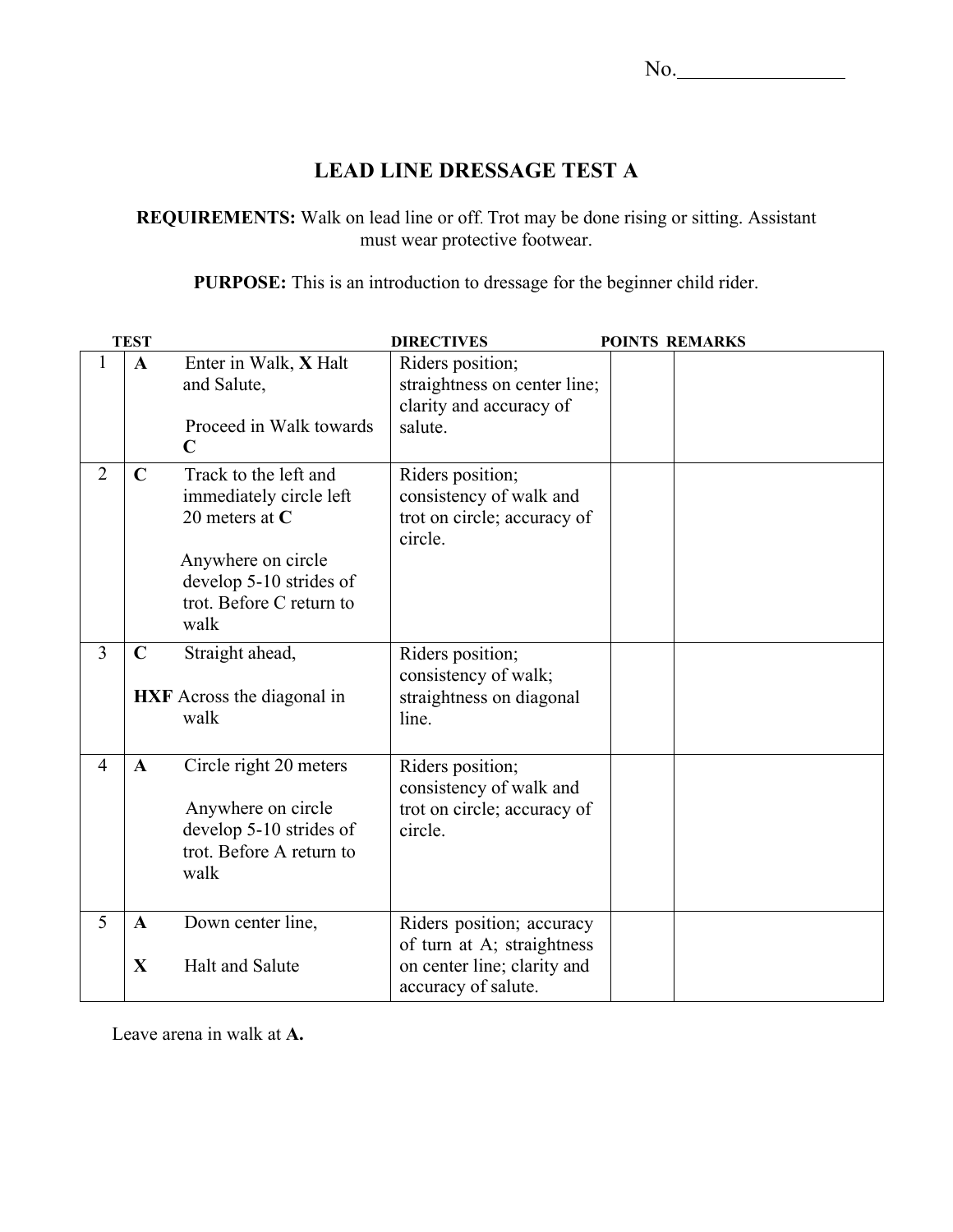No.________________

# LEAD LINE DRESSAGE TEST A

**REQUIREMENTS:** Walk on lead line or off. Trot may be done rising or sitting. Assistant must wear protective footwear.

**PURPOSE:** This is an introduction to dressage for the beginner child rider.

| | TEST | DIRECTIVES | POINTS | REMARKS |
|---|---|---|---|---|
| 1 | **A** Enter in Walk, **X** Halt and Salute,<br><br>Proceed in Walk towards **C** | Riders position; straightness on center line; clarity and accuracy of salute. | | |
| 2 | **C** Track to the left and immediately circle left 20 meters at **C**<br><br>Anywhere on circle develop 5-10 strides of trot. Before C return to walk | Riders position; consistency of walk and trot on circle; accuracy of circle. | | |
| 3 | **C** Straight ahead,<br><br>**HXF** Across the diagonal in walk | Riders position; consistency of walk; straightness on diagonal line. | | |
| 4 | **A** Circle right 20 meters<br><br>Anywhere on circle develop 5-10 strides of trot. Before A return to walk | Riders position; consistency of walk and trot on circle; accuracy of circle. | | |
| 5 | **A** Down center line,<br><br>**X** Halt and Salute | Riders position; accuracy of turn at A; straightness on center line; clarity and accuracy of salute. | | |

Leave arena in walk at **A.**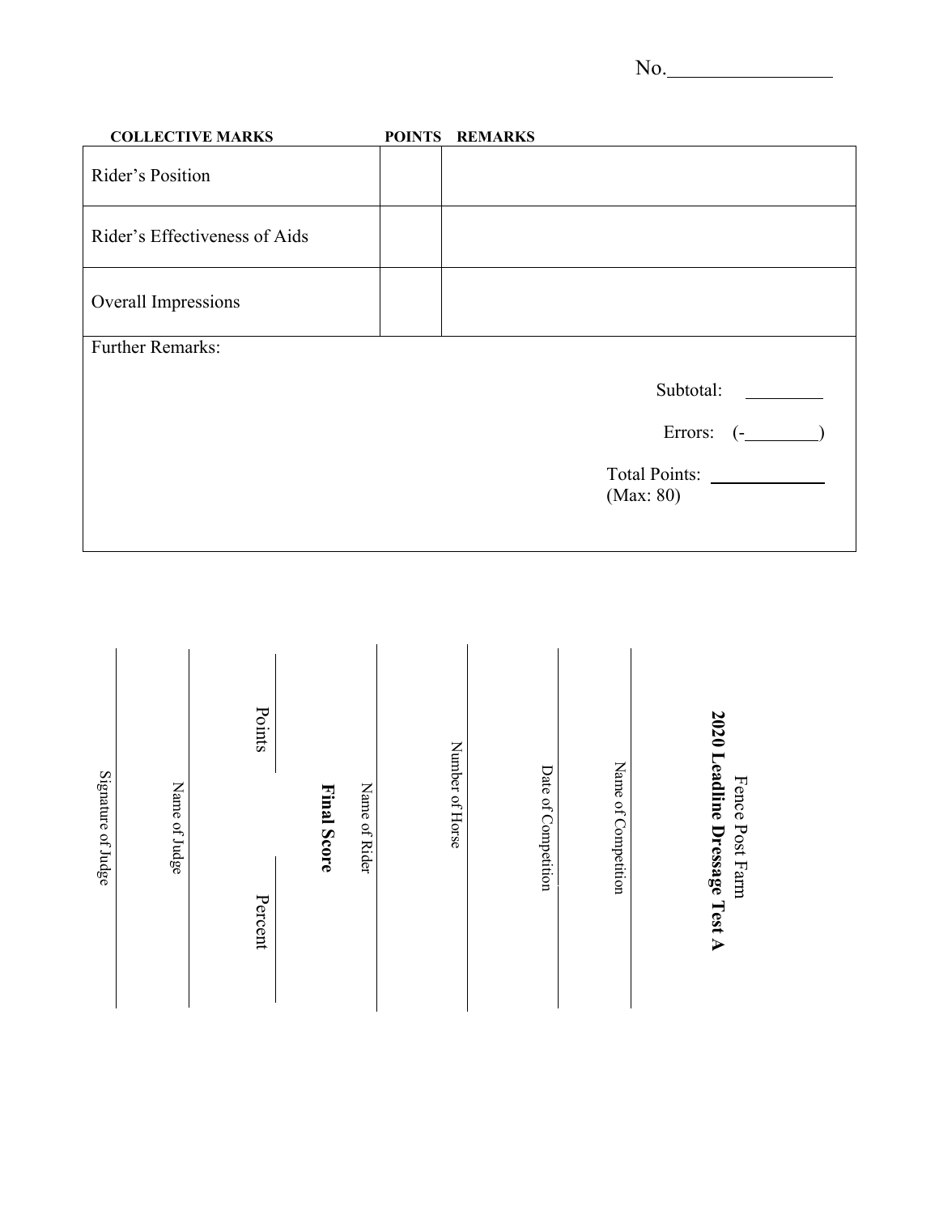No.________________

| COLLECTIVE MARKS | POINTS | REMARKS |
|---|---|---|
| Rider's Position | | |
| Rider's Effectiveness of Aids | | |
| Overall Impressions | | |

Further Remarks:

Subtotal: ________

Errors: (-________)

Total Points: ____________
(Max: 80)

Fence Post Farm
**2020 Leadline Dressage Test A**

Name of Competition

Date of Competition

Number of Horse

Name of Rider

**Final Score**

Points

Percent

Name of Judge

Signature of Judge